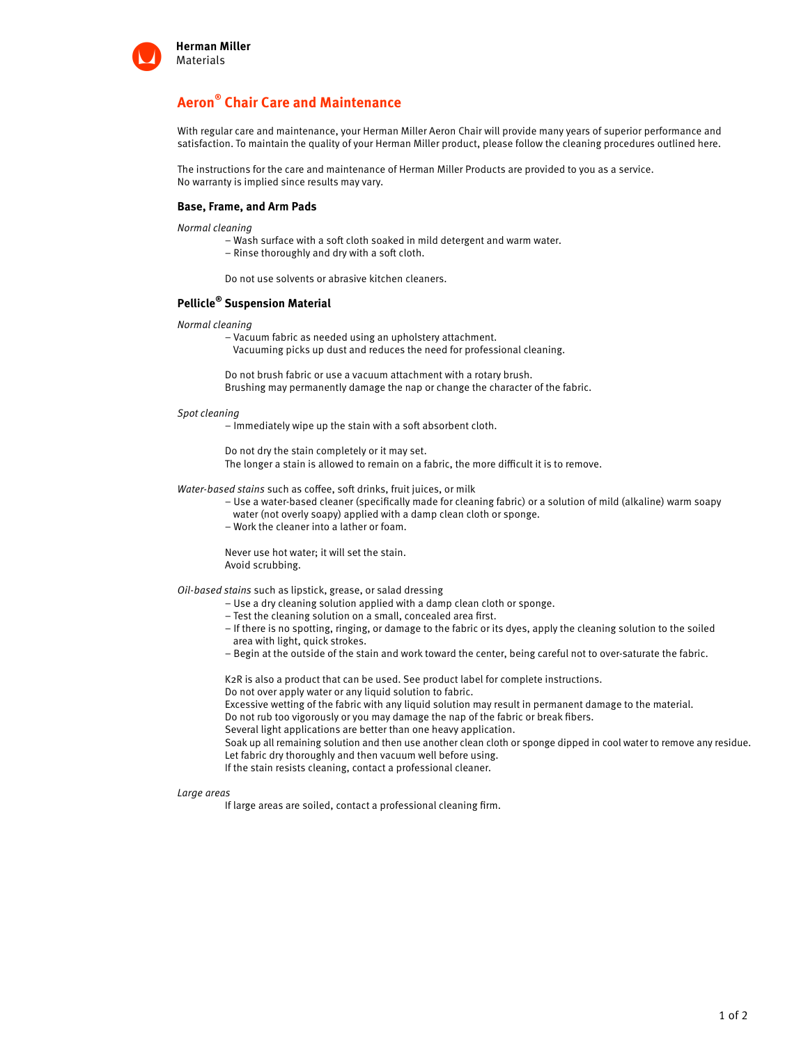**Herman Miller**
Materials

# Aeron® Chair Care and Maintenance

With regular care and maintenance, your Herman Miller Aeron Chair will provide many years of superior performance and satisfaction. To maintain the quality of your Herman Miller product, please follow the cleaning procedures outlined here.

The instructions for the care and maintenance of Herman Miller Products are provided to you as a service.
No warranty is implied since results may vary.

## Base, Frame, and Arm Pads

*Normal cleaning*

- Wash surface with a soft cloth soaked in mild detergent and warm water.
- Rinse thoroughly and dry with a soft cloth.

Do not use solvents or abrasive kitchen cleaners.

## Pellicle® Suspension Material

*Normal cleaning*

- Vacuum fabric as needed using an upholstery attachment.
  Vacuuming picks up dust and reduces the need for professional cleaning.

Do not brush fabric or use a vacuum attachment with a rotary brush.
Brushing may permanently damage the nap or change the character of the fabric.

*Spot cleaning*

- Immediately wipe up the stain with a soft absorbent cloth.

Do not dry the stain completely or it may set.
The longer a stain is allowed to remain on a fabric, the more difficult it is to remove.

*Water-based stains* such as coffee, soft drinks, fruit juices, or milk

- Use a water-based cleaner (specifically made for cleaning fabric) or a solution of mild (alkaline) warm soapy water (not overly soapy) applied with a damp clean cloth or sponge.
- Work the cleaner into a lather or foam.

Never use hot water; it will set the stain.
Avoid scrubbing.

*Oil-based stains* such as lipstick, grease, or salad dressing

- Use a dry cleaning solution applied with a damp clean cloth or sponge.
- Test the cleaning solution on a small, concealed area first.
- If there is no spotting, ringing, or damage to the fabric or its dyes, apply the cleaning solution to the soiled area with light, quick strokes.
- Begin at the outside of the stain and work toward the center, being careful not to over-saturate the fabric.

K2R is also a product that can be used. See product label for complete instructions.
Do not over apply water or any liquid solution to fabric.
Excessive wetting of the fabric with any liquid solution may result in permanent damage to the material.
Do not rub too vigorously or you may damage the nap of the fabric or break fibers.
Several light applications are better than one heavy application.
Soak up all remaining solution and then use another clean cloth or sponge dipped in cool water to remove any residue.
Let fabric dry thoroughly and then vacuum well before using.
If the stain resists cleaning, contact a professional cleaner.

*Large areas*

If large areas are soiled, contact a professional cleaning firm.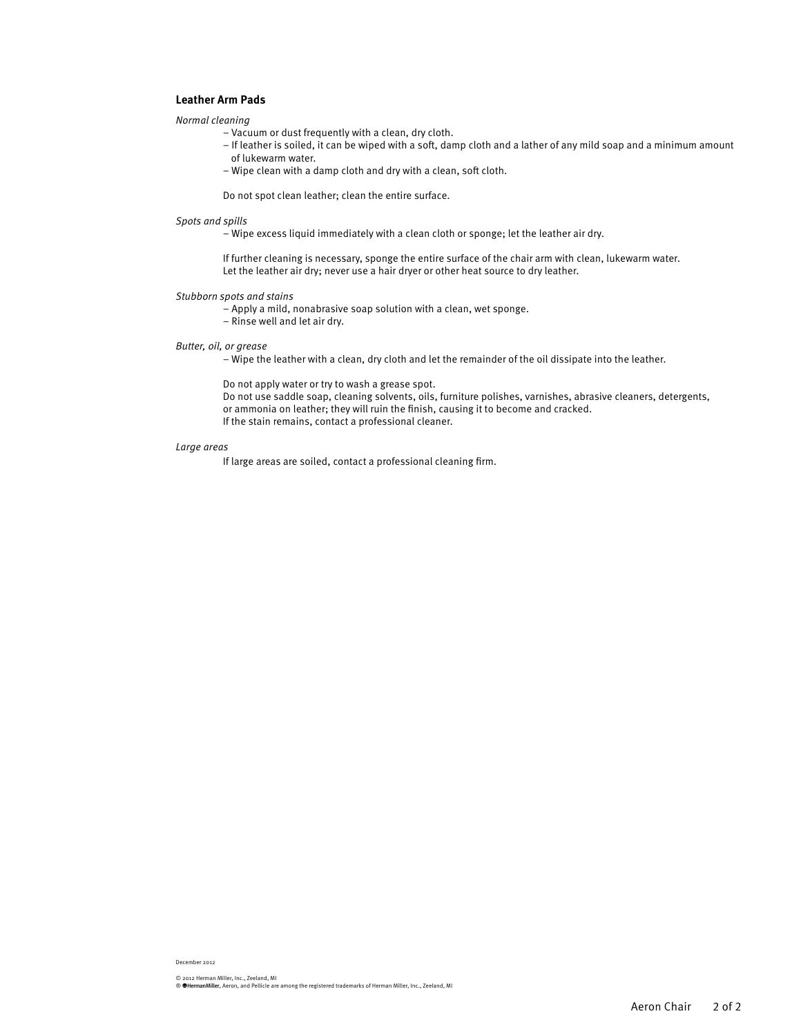## Leather Arm Pads

*Normal cleaning*

- Vacuum or dust frequently with a clean, dry cloth.
- If leather is soiled, it can be wiped with a soft, damp cloth and a lather of any mild soap and a minimum amount of lukewarm water.
- Wipe clean with a damp cloth and dry with a clean, soft cloth.

Do not spot clean leather; clean the entire surface.

*Spots and spills*

- Wipe excess liquid immediately with a clean cloth or sponge; let the leather air dry.

If further cleaning is necessary, sponge the entire surface of the chair arm with clean, lukewarm water.
Let the leather air dry; never use a hair dryer or other heat source to dry leather.

*Stubborn spots and stains*

- Apply a mild, nonabrasive soap solution with a clean, wet sponge.
- Rinse well and let air dry.

*Butter, oil, or grease*

- Wipe the leather with a clean, dry cloth and let the remainder of the oil dissipate into the leather.

Do not apply water or try to wash a grease spot.
Do not use saddle soap, cleaning solvents, oils, furniture polishes, varnishes, abrasive cleaners, detergents, or ammonia on leather; they will ruin the finish, causing it to become and cracked.
If the stain remains, contact a professional cleaner.

*Large areas*

If large areas are soiled, contact a professional cleaning firm.

December 2012

© 2012 Herman Miller, Inc., Zeeland, MI
® HermanMiller, Aeron, and Pellicle are among the registered trademarks of Herman Miller, Inc., Zeeland, MI